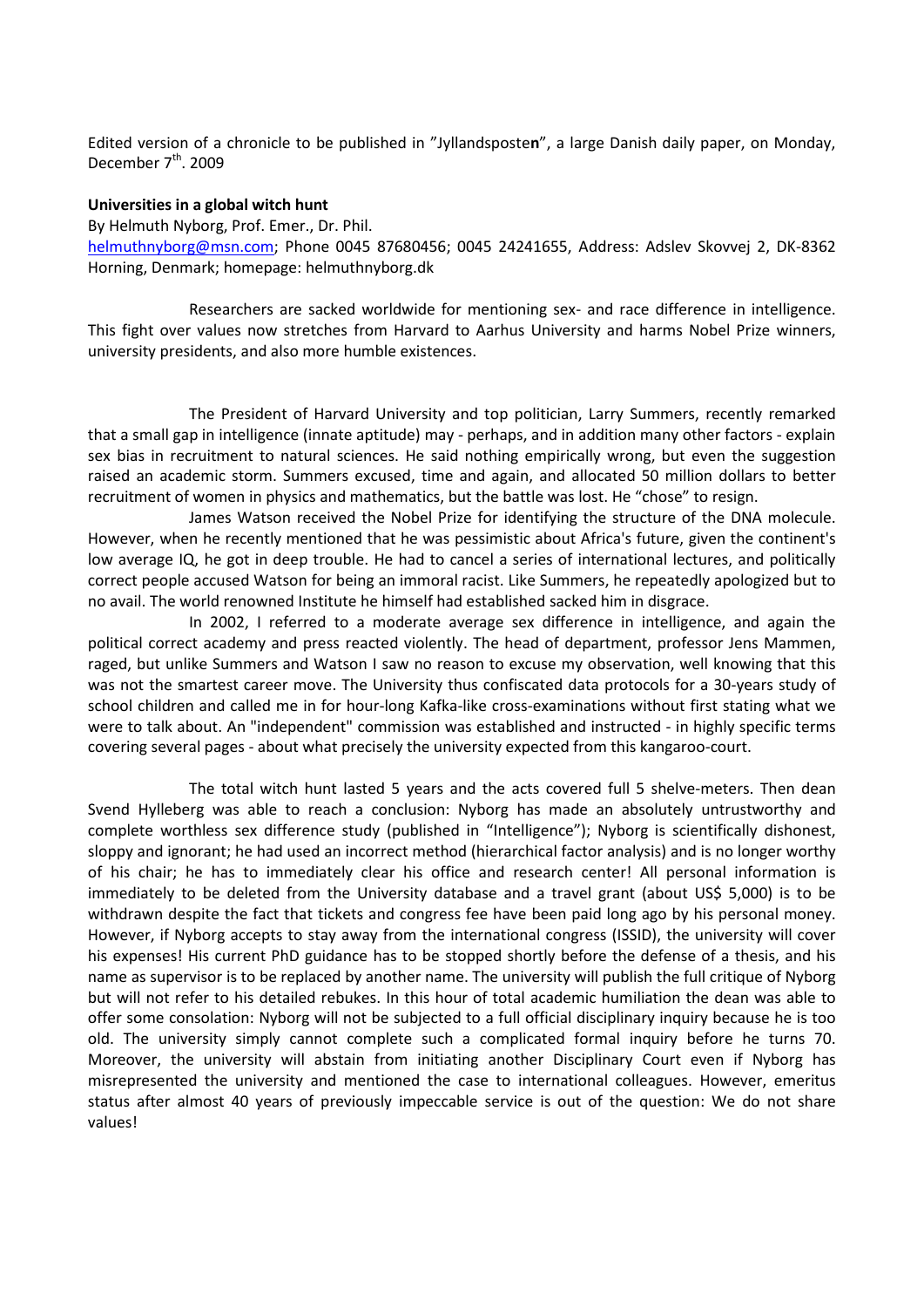Edited version of a chronicle to be published in "Jyllandsposte**n**", a large Danish daily paper, on Monday, December 7th. 2009

**Universities in a global witch hunt**

By Helmuth Nyborg, Prof. Emer., Dr. Phil.
helmuthnyborg@msn.com; Phone 0045 87680456; 0045 24241655, Address: Adslev Skovvej 2, DK-8362 Horning, Denmark; homepage: helmuthnyborg.dk

Researchers are sacked worldwide for mentioning sex- and race difference in intelligence. This fight over values now stretches from Harvard to Aarhus University and harms Nobel Prize winners, university presidents, and also more humble existences.

The President of Harvard University and top politician, Larry Summers, recently remarked that a small gap in intelligence (innate aptitude) may - perhaps, and in addition many other factors - explain sex bias in recruitment to natural sciences. He said nothing empirically wrong, but even the suggestion raised an academic storm. Summers excused, time and again, and allocated 50 million dollars to better recruitment of women in physics and mathematics, but the battle was lost. He "chose" to resign.

James Watson received the Nobel Prize for identifying the structure of the DNA molecule. However, when he recently mentioned that he was pessimistic about Africa's future, given the continent's low average IQ, he got in deep trouble. He had to cancel a series of international lectures, and politically correct people accused Watson for being an immoral racist. Like Summers, he repeatedly apologized but to no avail. The world renowned Institute he himself had established sacked him in disgrace.

In 2002, I referred to a moderate average sex difference in intelligence, and again the political correct academy and press reacted violently. The head of department, professor Jens Mammen, raged, but unlike Summers and Watson I saw no reason to excuse my observation, well knowing that this was not the smartest career move. The University thus confiscated data protocols for a 30-years study of school children and called me in for hour-long Kafka-like cross-examinations without first stating what we were to talk about. An "independent" commission was established and instructed - in highly specific terms covering several pages - about what precisely the university expected from this kangaroo-court.

The total witch hunt lasted 5 years and the acts covered full 5 shelve-meters. Then dean Svend Hylleberg was able to reach a conclusion: Nyborg has made an absolutely untrustworthy and complete worthless sex difference study (published in "Intelligence"); Nyborg is scientifically dishonest, sloppy and ignorant; he had used an incorrect method (hierarchical factor analysis) and is no longer worthy of his chair; he has to immediately clear his office and research center! All personal information is immediately to be deleted from the University database and a travel grant (about US$ 5,000) is to be withdrawn despite the fact that tickets and congress fee have been paid long ago by his personal money. However, if Nyborg accepts to stay away from the international congress (ISSID), the university will cover his expenses! His current PhD guidance has to be stopped shortly before the defense of a thesis, and his name as supervisor is to be replaced by another name. The university will publish the full critique of Nyborg but will not refer to his detailed rebukes. In this hour of total academic humiliation the dean was able to offer some consolation: Nyborg will not be subjected to a full official disciplinary inquiry because he is too old. The university simply cannot complete such a complicated formal inquiry before he turns 70. Moreover, the university will abstain from initiating another Disciplinary Court even if Nyborg has misrepresented the university and mentioned the case to international colleagues. However, emeritus status after almost 40 years of previously impeccable service is out of the question: We do not share values!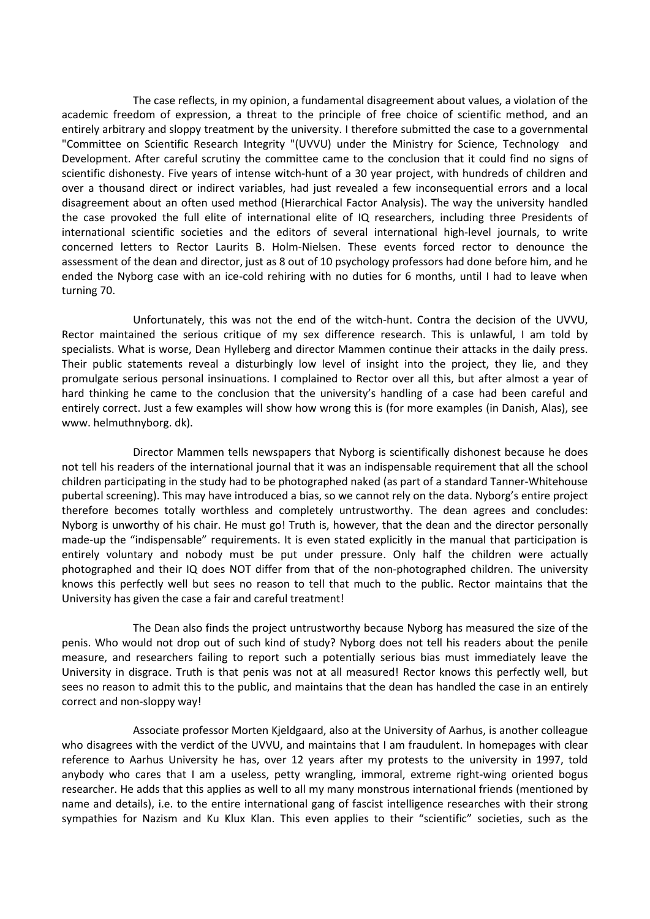The case reflects, in my opinion, a fundamental disagreement about values, a violation of the academic freedom of expression, a threat to the principle of free choice of scientific method, and an entirely arbitrary and sloppy treatment by the university. I therefore submitted the case to a governmental "Committee on Scientific Research Integrity "(UVVU) under the Ministry for Science, Technology and Development. After careful scrutiny the committee came to the conclusion that it could find no signs of scientific dishonesty. Five years of intense witch-hunt of a 30 year project, with hundreds of children and over a thousand direct or indirect variables, had just revealed a few inconsequential errors and a local disagreement about an often used method (Hierarchical Factor Analysis). The way the university handled the case provoked the full elite of international elite of IQ researchers, including three Presidents of international scientific societies and the editors of several international high-level journals, to write concerned letters to Rector Laurits B. Holm-Nielsen. These events forced rector to denounce the assessment of the dean and director, just as 8 out of 10 psychology professors had done before him, and he ended the Nyborg case with an ice-cold rehiring with no duties for 6 months, until I had to leave when turning 70.

Unfortunately, this was not the end of the witch-hunt. Contra the decision of the UVVU, Rector maintained the serious critique of my sex difference research. This is unlawful, I am told by specialists. What is worse, Dean Hylleberg and director Mammen continue their attacks in the daily press. Their public statements reveal a disturbingly low level of insight into the project, they lie, and they promulgate serious personal insinuations. I complained to Rector over all this, but after almost a year of hard thinking he came to the conclusion that the university's handling of a case had been careful and entirely correct. Just a few examples will show how wrong this is (for more examples (in Danish, Alas), see www. helmuthnyborg. dk).

Director Mammen tells newspapers that Nyborg is scientifically dishonest because he does not tell his readers of the international journal that it was an indispensable requirement that all the school children participating in the study had to be photographed naked (as part of a standard Tanner-Whitehouse pubertal screening). This may have introduced a bias, so we cannot rely on the data. Nyborg's entire project therefore becomes totally worthless and completely untrustworthy. The dean agrees and concludes: Nyborg is unworthy of his chair. He must go! Truth is, however, that the dean and the director personally made-up the "indispensable" requirements. It is even stated explicitly in the manual that participation is entirely voluntary and nobody must be put under pressure. Only half the children were actually photographed and their IQ does NOT differ from that of the non-photographed children. The university knows this perfectly well but sees no reason to tell that much to the public. Rector maintains that the University has given the case a fair and careful treatment!

The Dean also finds the project untrustworthy because Nyborg has measured the size of the penis. Who would not drop out of such kind of study? Nyborg does not tell his readers about the penile measure, and researchers failing to report such a potentially serious bias must immediately leave the University in disgrace. Truth is that penis was not at all measured! Rector knows this perfectly well, but sees no reason to admit this to the public, and maintains that the dean has handled the case in an entirely correct and non-sloppy way!

Associate professor Morten Kjeldgaard, also at the University of Aarhus, is another colleague who disagrees with the verdict of the UVVU, and maintains that I am fraudulent. In homepages with clear reference to Aarhus University he has, over 12 years after my protests to the university in 1997, told anybody who cares that I am a useless, petty wrangling, immoral, extreme right-wing oriented bogus researcher. He adds that this applies as well to all my many monstrous international friends (mentioned by name and details), i.e. to the entire international gang of fascist intelligence researches with their strong sympathies for Nazism and Ku Klux Klan. This even applies to their "scientific" societies, such as the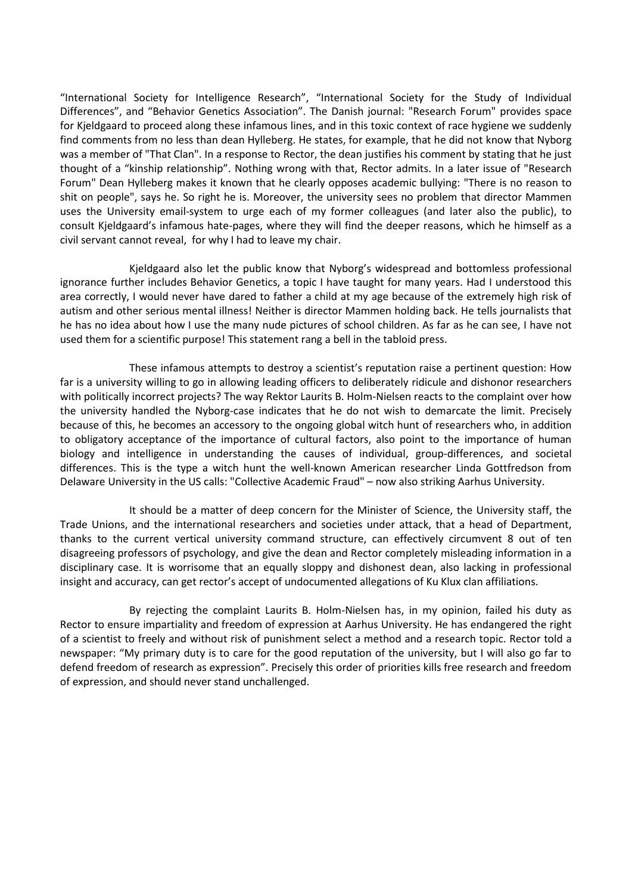“International Society for Intelligence Research”, “International Society for the Study of Individual Differences”, and “Behavior Genetics Association”. The Danish journal: "Research Forum" provides space for Kjeldgaard to proceed along these infamous lines, and in this toxic context of race hygiene we suddenly find comments from no less than dean Hylleberg. He states, for example, that he did not know that Nyborg was a member of "That Clan". In a response to Rector, the dean justifies his comment by stating that he just thought of a “kinship relationship”. Nothing wrong with that, Rector admits. In a later issue of "Research Forum" Dean Hylleberg makes it known that he clearly opposes academic bullying: "There is no reason to shit on people", says he. So right he is. Moreover, the university sees no problem that director Mammen uses the University email-system to urge each of my former colleagues (and later also the public), to consult Kjeldgaard’s infamous hate-pages, where they will find the deeper reasons, which he himself as a civil servant cannot reveal, for why I had to leave my chair.

Kjeldgaard also let the public know that Nyborg’s widespread and bottomless professional ignorance further includes Behavior Genetics, a topic I have taught for many years. Had I understood this area correctly, I would never have dared to father a child at my age because of the extremely high risk of autism and other serious mental illness! Neither is director Mammen holding back. He tells journalists that he has no idea about how I use the many nude pictures of school children. As far as he can see, I have not used them for a scientific purpose! This statement rang a bell in the tabloid press.

These infamous attempts to destroy a scientist’s reputation raise a pertinent question: How far is a university willing to go in allowing leading officers to deliberately ridicule and dishonor researchers with politically incorrect projects? The way Rektor Laurits B. Holm-Nielsen reacts to the complaint over how the university handled the Nyborg-case indicates that he do not wish to demarcate the limit. Precisely because of this, he becomes an accessory to the ongoing global witch hunt of researchers who, in addition to obligatory acceptance of the importance of cultural factors, also point to the importance of human biology and intelligence in understanding the causes of individual, group-differences, and societal differences. This is the type a witch hunt the well-known American researcher Linda Gottfredson from Delaware University in the US calls: "Collective Academic Fraud" – now also striking Aarhus University.

It should be a matter of deep concern for the Minister of Science, the University staff, the Trade Unions, and the international researchers and societies under attack, that a head of Department, thanks to the current vertical university command structure, can effectively circumvent 8 out of ten disagreeing professors of psychology, and give the dean and Rector completely misleading information in a disciplinary case. It is worrisome that an equally sloppy and dishonest dean, also lacking in professional insight and accuracy, can get rector’s accept of undocumented allegations of Ku Klux clan affiliations.

By rejecting the complaint Laurits B. Holm-Nielsen has, in my opinion, failed his duty as Rector to ensure impartiality and freedom of expression at Aarhus University. He has endangered the right of a scientist to freely and without risk of punishment select a method and a research topic. Rector told a newspaper: “My primary duty is to care for the good reputation of the university, but I will also go far to defend freedom of research as expression”. Precisely this order of priorities kills free research and freedom of expression, and should never stand unchallenged.